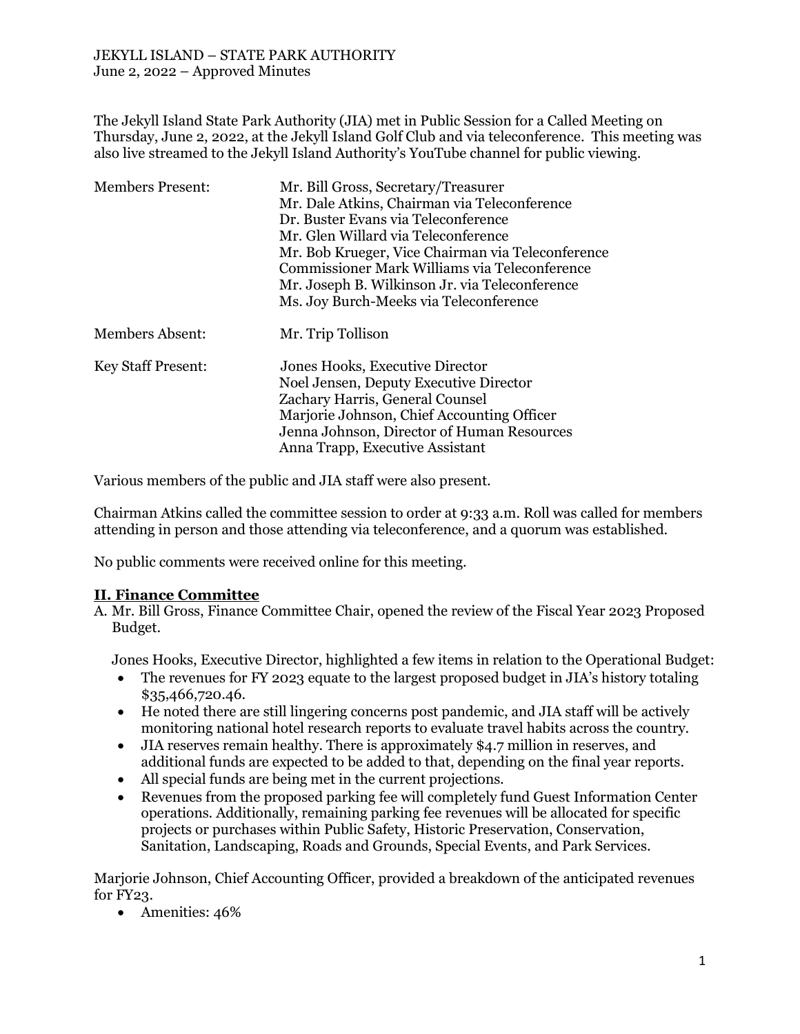# JEKYLL ISLAND – STATE PARK AUTHORITY
June 2, 2022 – Approved Minutes

The Jekyll Island State Park Authority (JIA) met in Public Session for a Called Meeting on Thursday, June 2, 2022, at the Jekyll Island Golf Club and via teleconference. This meeting was also live streamed to the Jekyll Island Authority's YouTube channel for public viewing.

| | |
|---|---|
| Members Present: | Mr. Bill Gross, Secretary/Treasurer<br>Mr. Dale Atkins, Chairman via Teleconference<br>Dr. Buster Evans via Teleconference<br>Mr. Glen Willard via Teleconference<br>Mr. Bob Krueger, Vice Chairman via Teleconference<br>Commissioner Mark Williams via Teleconference<br>Mr. Joseph B. Wilkinson Jr. via Teleconference<br>Ms. Joy Burch-Meeks via Teleconference |
| Members Absent: | Mr. Trip Tollison |
| Key Staff Present: | Jones Hooks, Executive Director<br>Noel Jensen, Deputy Executive Director<br>Zachary Harris, General Counsel<br>Marjorie Johnson, Chief Accounting Officer<br>Jenna Johnson, Director of Human Resources<br>Anna Trapp, Executive Assistant |

Various members of the public and JIA staff were also present.

Chairman Atkins called the committee session to order at 9:33 a.m. Roll was called for members attending in person and those attending via teleconference, and a quorum was established.

No public comments were received online for this meeting.

## II. Finance Committee

A. Mr. Bill Gross, Finance Committee Chair, opened the review of the Fiscal Year 2023 Proposed Budget.

Jones Hooks, Executive Director, highlighted a few items in relation to the Operational Budget:

- The revenues for FY 2023 equate to the largest proposed budget in JIA's history totaling $35,466,720.46.
- He noted there are still lingering concerns post pandemic, and JIA staff will be actively monitoring national hotel research reports to evaluate travel habits across the country.
- JIA reserves remain healthy. There is approximately $4.7 million in reserves, and additional funds are expected to be added to that, depending on the final year reports.
- All special funds are being met in the current projections.
- Revenues from the proposed parking fee will completely fund Guest Information Center operations. Additionally, remaining parking fee revenues will be allocated for specific projects or purchases within Public Safety, Historic Preservation, Conservation, Sanitation, Landscaping, Roads and Grounds, Special Events, and Park Services.

Marjorie Johnson, Chief Accounting Officer, provided a breakdown of the anticipated revenues for FY23.

- Amenities: 46%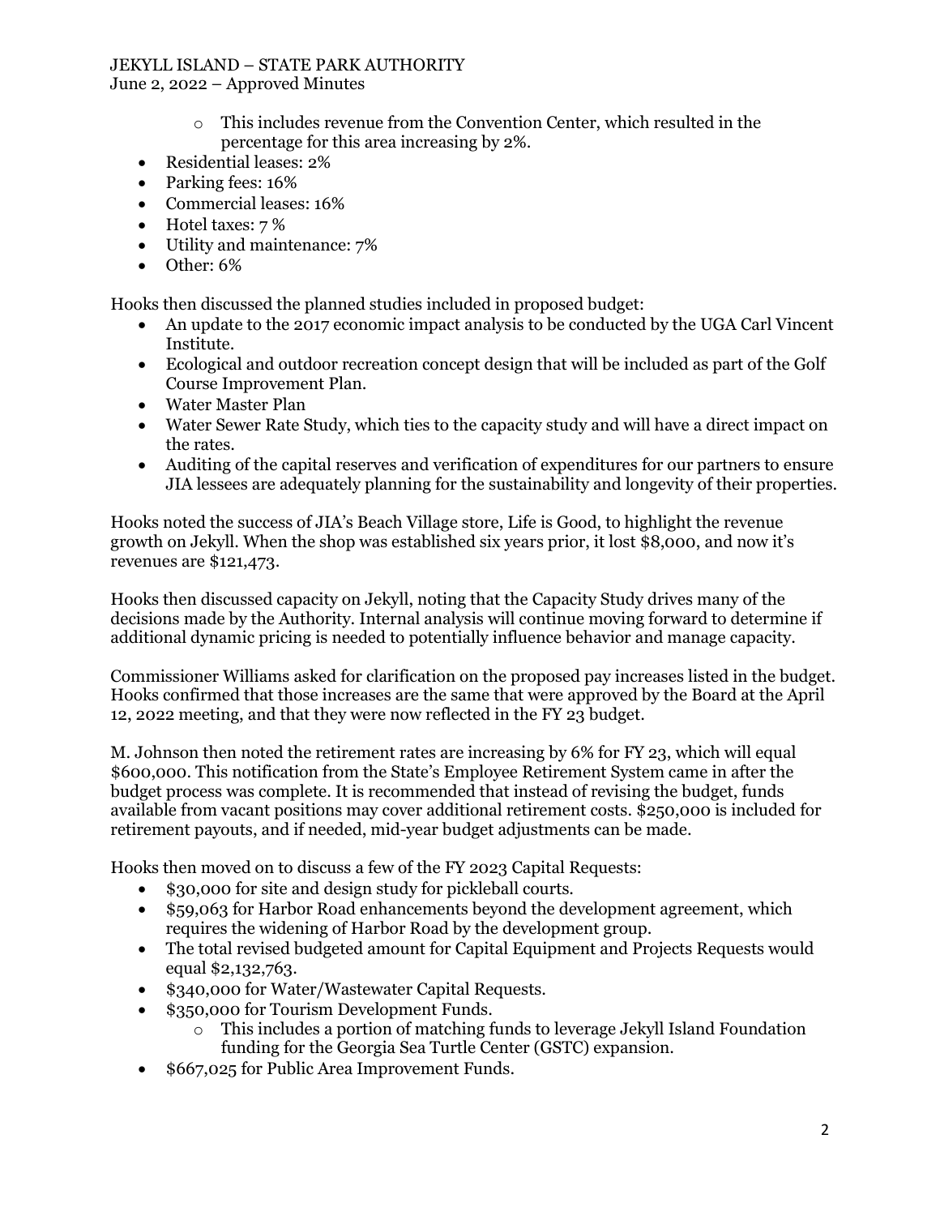- This includes revenue from the Convention Center, which resulted in the percentage for this area increasing by 2%.
- Residential leases: 2%
- Parking fees: 16%
- Commercial leases: 16%
- Hotel taxes: 7 %
- Utility and maintenance: 7%
- Other: 6%

Hooks then discussed the planned studies included in proposed budget:

- An update to the 2017 economic impact analysis to be conducted by the UGA Carl Vincent Institute.
- Ecological and outdoor recreation concept design that will be included as part of the Golf Course Improvement Plan.
- Water Master Plan
- Water Sewer Rate Study, which ties to the capacity study and will have a direct impact on the rates.
- Auditing of the capital reserves and verification of expenditures for our partners to ensure JIA lessees are adequately planning for the sustainability and longevity of their properties.

Hooks noted the success of JIA's Beach Village store, Life is Good, to highlight the revenue growth on Jekyll. When the shop was established six years prior, it lost $8,000, and now it's revenues are $121,473.

Hooks then discussed capacity on Jekyll, noting that the Capacity Study drives many of the decisions made by the Authority. Internal analysis will continue moving forward to determine if additional dynamic pricing is needed to potentially influence behavior and manage capacity.

Commissioner Williams asked for clarification on the proposed pay increases listed in the budget. Hooks confirmed that those increases are the same that were approved by the Board at the April 12, 2022 meeting, and that they were now reflected in the FY 23 budget.

M. Johnson then noted the retirement rates are increasing by 6% for FY 23, which will equal $600,000. This notification from the State's Employee Retirement System came in after the budget process was complete. It is recommended that instead of revising the budget, funds available from vacant positions may cover additional retirement costs. $250,000 is included for retirement payouts, and if needed, mid-year budget adjustments can be made.

Hooks then moved on to discuss a few of the FY 2023 Capital Requests:

- $30,000 for site and design study for pickleball courts.
- $59,063 for Harbor Road enhancements beyond the development agreement, which requires the widening of Harbor Road by the development group.
- The total revised budgeted amount for Capital Equipment and Projects Requests would equal $2,132,763.
- $340,000 for Water/Wastewater Capital Requests.
- $350,000 for Tourism Development Funds.
  - This includes a portion of matching funds to leverage Jekyll Island Foundation funding for the Georgia Sea Turtle Center (GSTC) expansion.
- $667,025 for Public Area Improvement Funds.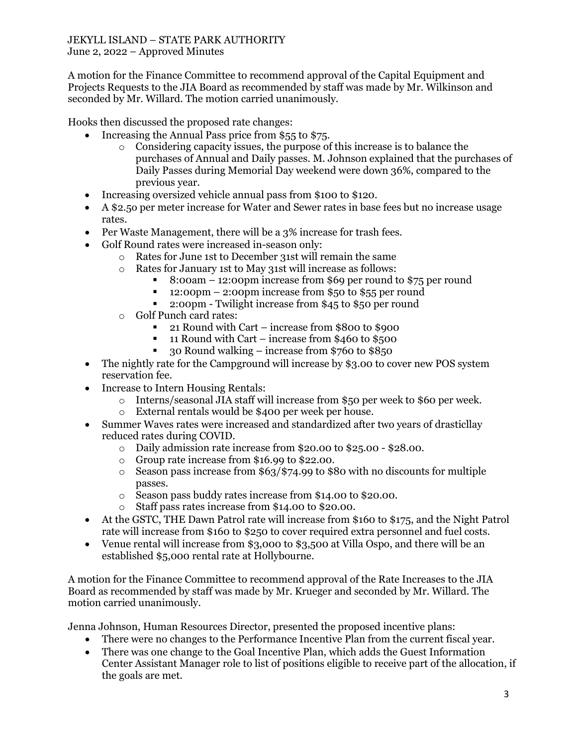A motion for the Finance Committee to recommend approval of the Capital Equipment and Projects Requests to the JIA Board as recommended by staff was made by Mr. Wilkinson and seconded by Mr. Willard. The motion carried unanimously.

Hooks then discussed the proposed rate changes:

- Increasing the Annual Pass price from $55 to $75.
  - Considering capacity issues, the purpose of this increase is to balance the purchases of Annual and Daily passes. M. Johnson explained that the purchases of Daily Passes during Memorial Day weekend were down 36%, compared to the previous year.
- Increasing oversized vehicle annual pass from $100 to $120.
- A $2.50 per meter increase for Water and Sewer rates in base fees but no increase usage rates.
- Per Waste Management, there will be a 3% increase for trash fees.
- Golf Round rates were increased in-season only:
  - Rates for June 1st to December 31st will remain the same
  - Rates for January 1st to May 31st will increase as follows:
    - 8:00am – 12:00pm increase from $69 per round to $75 per round
    - 12:00pm – 2:00pm increase from $50 to $55 per round
    - 2:00pm - Twilight increase from $45 to $50 per round
  - Golf Punch card rates:
    - 21 Round with Cart – increase from $800 to $900
    - 11 Round with Cart – increase from $460 to $500
    - 30 Round walking – increase from $760 to $850
- The nightly rate for the Campground will increase by $3.00 to cover new POS system reservation fee.
- Increase to Intern Housing Rentals:
  - Interns/seasonal JIA staff will increase from $50 per week to $60 per week.
  - External rentals would be $400 per week per house.
- Summer Waves rates were increased and standardized after two years of drasticllay reduced rates during COVID.
  - Daily admission rate increase from $20.00 to $25.00 - $28.00.
  - Group rate increase from $16.99 to $22.00.
  - Season pass increase from $63/$74.99 to $80 with no discounts for multiple passes.
  - Season pass buddy rates increase from $14.00 to $20.00.
  - Staff pass rates increase from $14.00 to $20.00.
- At the GSTC, THE Dawn Patrol rate will increase from $160 to $175, and the Night Patrol rate will increase from $160 to $250 to cover required extra personnel and fuel costs.
- Venue rental will increase from $3,000 to $3,500 at Villa Ospo, and there will be an established $5,000 rental rate at Hollybourne.

A motion for the Finance Committee to recommend approval of the Rate Increases to the JIA Board as recommended by staff was made by Mr. Krueger and seconded by Mr. Willard. The motion carried unanimously.

Jenna Johnson, Human Resources Director, presented the proposed incentive plans:

- There were no changes to the Performance Incentive Plan from the current fiscal year.
- There was one change to the Goal Incentive Plan, which adds the Guest Information Center Assistant Manager role to list of positions eligible to receive part of the allocation, if the goals are met.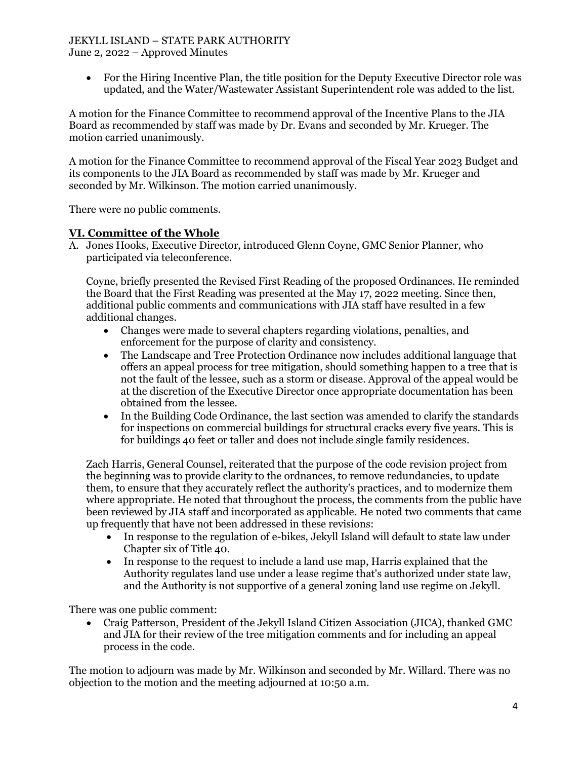- For the Hiring Incentive Plan, the title position for the Deputy Executive Director role was updated, and the Water/Wastewater Assistant Superintendent role was added to the list.

A motion for the Finance Committee to recommend approval of the Incentive Plans to the JIA Board as recommended by staff was made by Dr. Evans and seconded by Mr. Krueger. The motion carried unanimously.

A motion for the Finance Committee to recommend approval of the Fiscal Year 2023 Budget and its components to the JIA Board as recommended by staff was made by Mr. Krueger and seconded by Mr. Wilkinson. The motion carried unanimously.

There were no public comments.

## VI. Committee of the Whole

A. Jones Hooks, Executive Director, introduced Glenn Coyne, GMC Senior Planner, who participated via teleconference.

Coyne, briefly presented the Revised First Reading of the proposed Ordinances. He reminded the Board that the First Reading was presented at the May 17, 2022 meeting. Since then, additional public comments and communications with JIA staff have resulted in a few additional changes.

- Changes were made to several chapters regarding violations, penalties, and enforcement for the purpose of clarity and consistency.
- The Landscape and Tree Protection Ordinance now includes additional language that offers an appeal process for tree mitigation, should something happen to a tree that is not the fault of the lessee, such as a storm or disease. Approval of the appeal would be at the discretion of the Executive Director once appropriate documentation has been obtained from the lessee.
- In the Building Code Ordinance, the last section was amended to clarify the standards for inspections on commercial buildings for structural cracks every five years. This is for buildings 40 feet or taller and does not include single family residences.

Zach Harris, General Counsel, reiterated that the purpose of the code revision project from the beginning was to provide clarity to the ordnances, to remove redundancies, to update them, to ensure that they accurately reflect the authority's practices, and to modernize them where appropriate. He noted that throughout the process, the comments from the public have been reviewed by JIA staff and incorporated as applicable. He noted two comments that came up frequently that have not been addressed in these revisions:

- In response to the regulation of e-bikes, Jekyll Island will default to state law under Chapter six of Title 40.
- In response to the request to include a land use map, Harris explained that the Authority regulates land use under a lease regime that's authorized under state law, and the Authority is not supportive of a general zoning land use regime on Jekyll.

There was one public comment:

- Craig Patterson, President of the Jekyll Island Citizen Association (JICA), thanked GMC and JIA for their review of the tree mitigation comments and for including an appeal process in the code.

The motion to adjourn was made by Mr. Wilkinson and seconded by Mr. Willard. There was no objection to the motion and the meeting adjourned at 10:50 a.m.